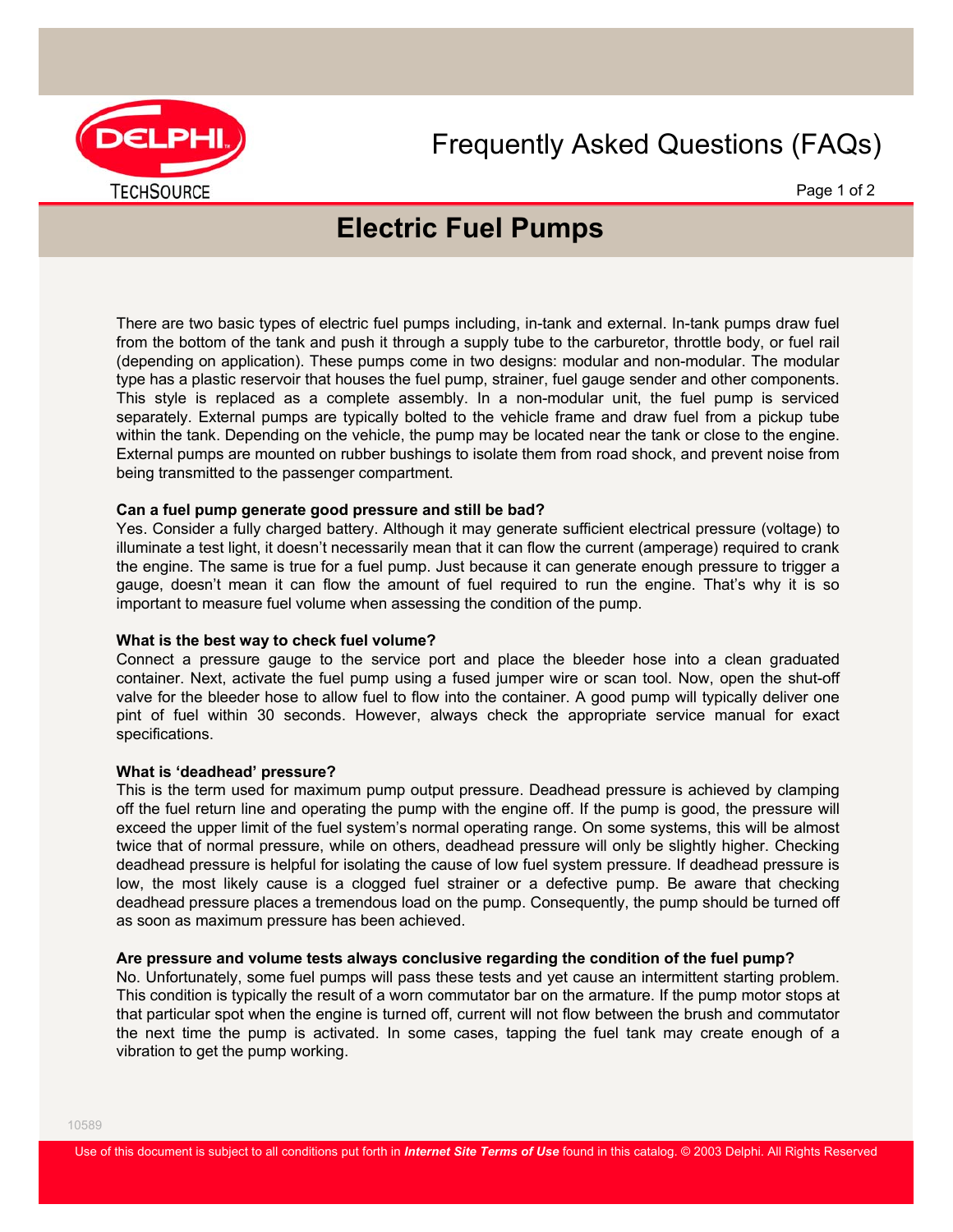# Frequently Asked Questions (FAQs)

## Electric Fuel Pumps

There are two basic types of electric fuel pumps including, in-tank and external. In-tank pumps draw fuel from the bottom of the tank and push it through a supply tube to the carburetor, throttle body, or fuel rail (depending on application). These pumps come in two designs: modular and non-modular. The modular type has a plastic reservoir that houses the fuel pump, strainer, fuel gauge sender and other components. This style is replaced as a complete assembly. In a non-modular unit, the fuel pump is serviced separately. External pumps are typically bolted to the vehicle frame and draw fuel from a pickup tube within the tank. Depending on the vehicle, the pump may be located near the tank or close to the engine. External pumps are mounted on rubber bushings to isolate them from road shock, and prevent noise from being transmitted to the passenger compartment.

**Can a fuel pump generate good pressure and still be bad?**
Yes. Consider a fully charged battery. Although it may generate sufficient electrical pressure (voltage) to illuminate a test light, it doesn't necessarily mean that it can flow the current (amperage) required to crank the engine. The same is true for a fuel pump. Just because it can generate enough pressure to trigger a gauge, doesn't mean it can flow the amount of fuel required to run the engine. That's why it is so important to measure fuel volume when assessing the condition of the pump.

**What is the best way to check fuel volume?**
Connect a pressure gauge to the service port and place the bleeder hose into a clean graduated container. Next, activate the fuel pump using a fused jumper wire or scan tool. Now, open the shut-off valve for the bleeder hose to allow fuel to flow into the container. A good pump will typically deliver one pint of fuel within 30 seconds. However, always check the appropriate service manual for exact specifications.

**What is 'deadhead' pressure?**
This is the term used for maximum pump output pressure. Deadhead pressure is achieved by clamping off the fuel return line and operating the pump with the engine off. If the pump is good, the pressure will exceed the upper limit of the fuel system's normal operating range. On some systems, this will be almost twice that of normal pressure, while on others, deadhead pressure will only be slightly higher. Checking deadhead pressure is helpful for isolating the cause of low fuel system pressure. If deadhead pressure is low, the most likely cause is a clogged fuel strainer or a defective pump. Be aware that checking deadhead pressure places a tremendous load on the pump. Consequently, the pump should be turned off as soon as maximum pressure has been achieved.

**Are pressure and volume tests always conclusive regarding the condition of the fuel pump?**
No. Unfortunately, some fuel pumps will pass these tests and yet cause an intermittent starting problem. This condition is typically the result of a worn commutator bar on the armature. If the pump motor stops at that particular spot when the engine is turned off, current will not flow between the brush and commutator the next time the pump is activated. In some cases, tapping the fuel tank may create enough of a vibration to get the pump working.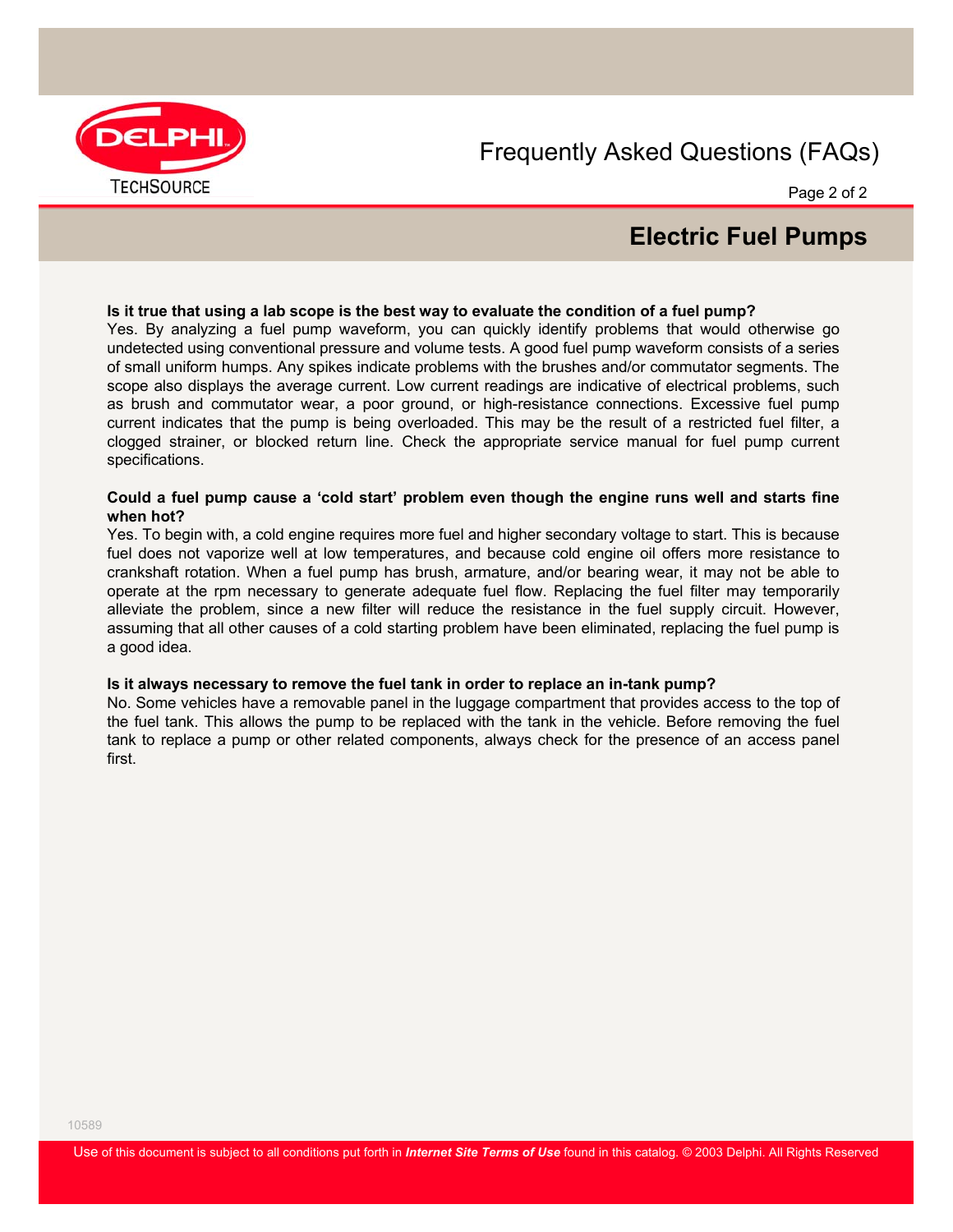## Electric Fuel Pumps

**Is it true that using a lab scope is the best way to evaluate the condition of a fuel pump?**

Yes. By analyzing a fuel pump waveform, you can quickly identify problems that would otherwise go undetected using conventional pressure and volume tests. A good fuel pump waveform consists of a series of small uniform humps. Any spikes indicate problems with the brushes and/or commutator segments. The scope also displays the average current. Low current readings are indicative of electrical problems, such as brush and commutator wear, a poor ground, or high-resistance connections. Excessive fuel pump current indicates that the pump is being overloaded. This may be the result of a restricted fuel filter, a clogged strainer, or blocked return line. Check the appropriate service manual for fuel pump current specifications.

**Could a fuel pump cause a 'cold start' problem even though the engine runs well and starts fine when hot?**

Yes. To begin with, a cold engine requires more fuel and higher secondary voltage to start. This is because fuel does not vaporize well at low temperatures, and because cold engine oil offers more resistance to crankshaft rotation. When a fuel pump has brush, armature, and/or bearing wear, it may not be able to operate at the rpm necessary to generate adequate fuel flow. Replacing the fuel filter may temporarily alleviate the problem, since a new filter will reduce the resistance in the fuel supply circuit. However, assuming that all other causes of a cold starting problem have been eliminated, replacing the fuel pump is a good idea.

**Is it always necessary to remove the fuel tank in order to replace an in-tank pump?**

No. Some vehicles have a removable panel in the luggage compartment that provides access to the top of the fuel tank. This allows the pump to be replaced with the tank in the vehicle. Before removing the fuel tank to replace a pump or other related components, always check for the presence of an access panel first.

10589